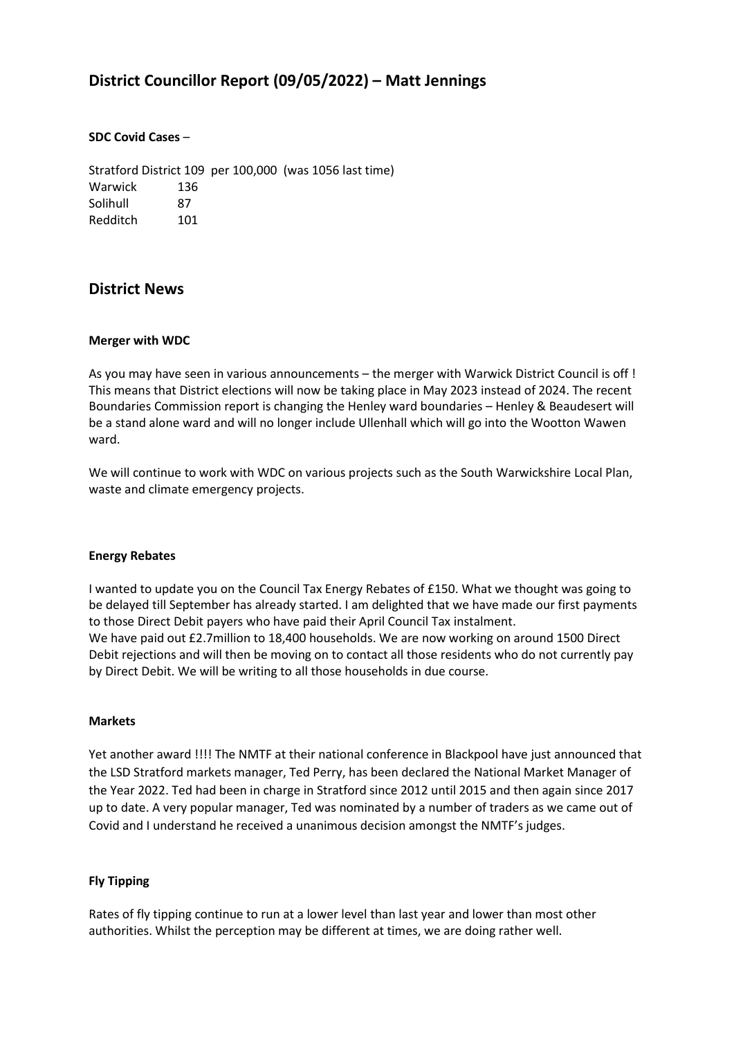# District Councillor Report (09/05/2022) – Matt Jennings

**SDC Covid Cases** –

| | |
|---|---|
| Stratford District | 109 per 100,000 (was 1056 last time) |
| Warwick | 136 |
| Solihull | 87 |
| Redditch | 101 |

## District News

**Merger with WDC**

As you may have seen in various announcements – the merger with Warwick District Council is off ! This means that District elections will now be taking place in May 2023 instead of 2024. The recent Boundaries Commission report is changing the Henley ward boundaries – Henley & Beaudesert will be a stand alone ward and will no longer include Ullenhall which will go into the Wootton Wawen ward.

We will continue to work with WDC on various projects such as the South Warwickshire Local Plan, waste and climate emergency projects.

**Energy Rebates**

I wanted to update you on the Council Tax Energy Rebates of £150. What we thought was going to be delayed till September has already started. I am delighted that we have made our first payments to those Direct Debit payers who have paid their April Council Tax instalment.
We have paid out £2.7million to 18,400 households. We are now working on around 1500 Direct Debit rejections and will then be moving on to contact all those residents who do not currently pay by Direct Debit. We will be writing to all those households in due course.

**Markets**

Yet another award !!!! The NMTF at their national conference in Blackpool have just announced that the LSD Stratford markets manager, Ted Perry, has been declared the National Market Manager of the Year 2022. Ted had been in charge in Stratford since 2012 until 2015 and then again since 2017 up to date. A very popular manager, Ted was nominated by a number of traders as we came out of Covid and I understand he received a unanimous decision amongst the NMTF's judges.

**Fly Tipping**

Rates of fly tipping continue to run at a lower level than last year and lower than most other authorities. Whilst the perception may be different at times, we are doing rather well.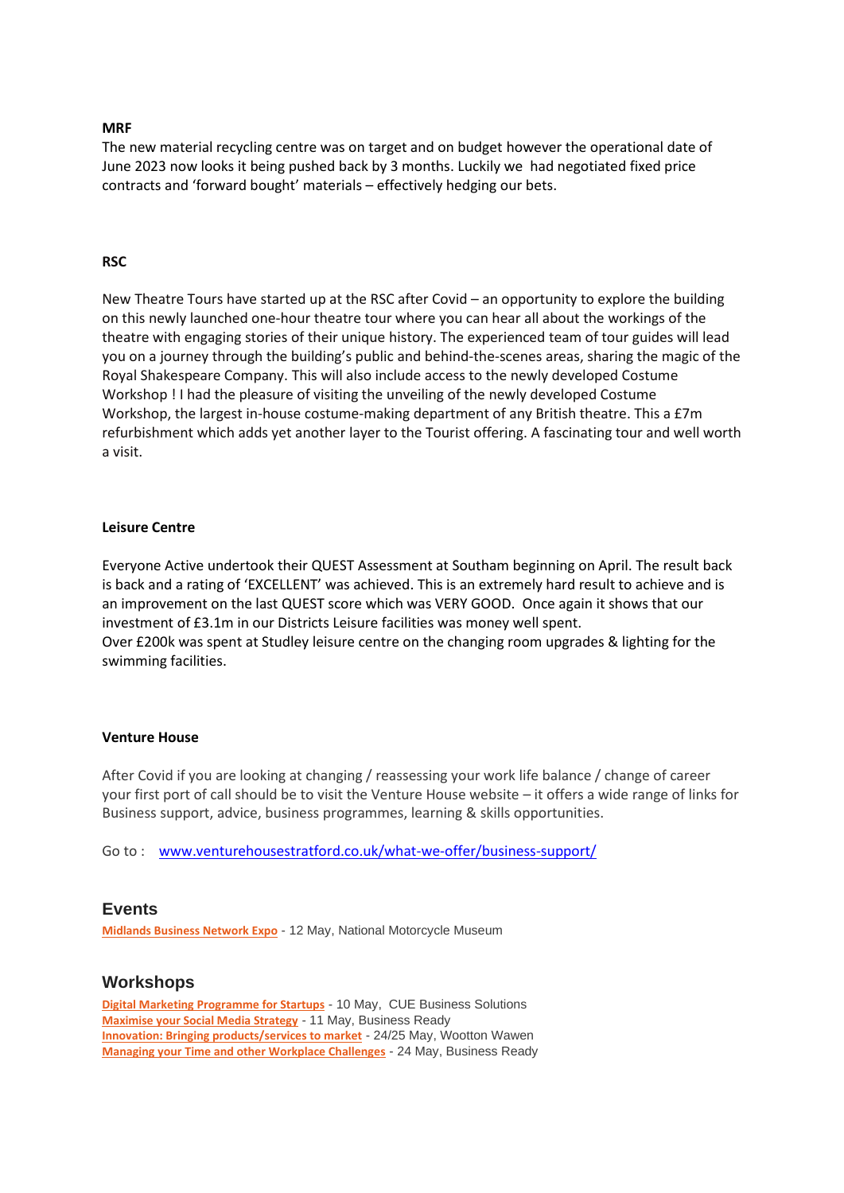**MRF**

The new material recycling centre was on target and on budget however the operational date of June 2023 now looks it being pushed back by 3 months. Luckily we had negotiated fixed price contracts and 'forward bought' materials – effectively hedging our bets.

**RSC**

New Theatre Tours have started up at the RSC after Covid – an opportunity to explore the building on this newly launched one-hour theatre tour where you can hear all about the workings of the theatre with engaging stories of their unique history. The experienced team of tour guides will lead you on a journey through the building's public and behind-the-scenes areas, sharing the magic of the Royal Shakespeare Company. This will also include access to the newly developed Costume Workshop ! I had the pleasure of visiting the unveiling of the newly developed Costume Workshop, the largest in-house costume-making department of any British theatre. This a £7m refurbishment which adds yet another layer to the Tourist offering. A fascinating tour and well worth a visit.

**Leisure Centre**

Everyone Active undertook their QUEST Assessment at Southam beginning on April. The result back is back and a rating of 'EXCELLENT' was achieved. This is an extremely hard result to achieve and is an improvement on the last QUEST score which was VERY GOOD. Once again it shows that our investment of £3.1m in our Districts Leisure facilities was money well spent.
Over £200k was spent at Studley leisure centre on the changing room upgrades & lighting for the swimming facilities.

**Venture House**

After Covid if you are looking at changing / reassessing your work life balance / change of career your first port of call should be to visit the Venture House website – it offers a wide range of links for Business support, advice, business programmes, learning & skills opportunities.

Go to : www.venturehousestratford.co.uk/what-we-offer/business-support/

## Events

**Midlands Business Network Expo** - 12 May, National Motorcycle Museum

## Workshops

**Digital Marketing Programme for Startups** - 10 May, CUE Business Solutions
**Maximise your Social Media Strategy** - 11 May, Business Ready
**Innovation: Bringing products/services to market** - 24/25 May, Wootton Wawen
**Managing your Time and other Workplace Challenges** - 24 May, Business Ready